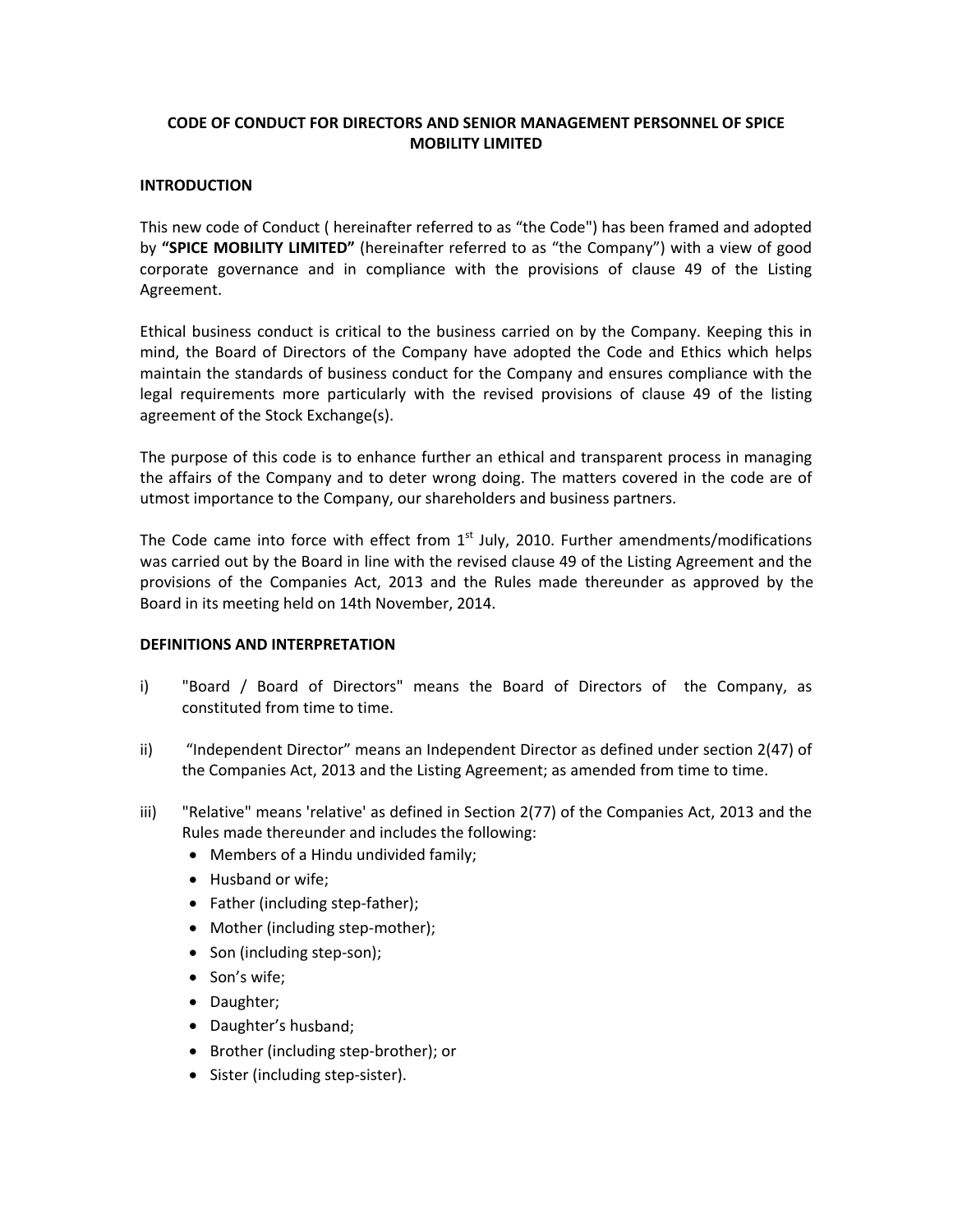# CODE OF CONDUCT FOR DIRECTORS AND SENIOR MANAGEMENT PERSONNEL OF SPICE MOBILITY LIMITED

## INTRODUCTION

This new code of Conduct ( hereinafter referred to as "the Code") has been framed and adopted by **"SPICE MOBILITY LIMITED"** (hereinafter referred to as "the Company") with a view of good corporate governance and in compliance with the provisions of clause 49 of the Listing Agreement.

Ethical business conduct is critical to the business carried on by the Company. Keeping this in mind, the Board of Directors of the Company have adopted the Code and Ethics which helps maintain the standards of business conduct for the Company and ensures compliance with the legal requirements more particularly with the revised provisions of clause 49 of the listing agreement of the Stock Exchange(s).

The purpose of this code is to enhance further an ethical and transparent process in managing the affairs of the Company and to deter wrong doing. The matters covered in the code are of utmost importance to the Company, our shareholders and business partners.

The Code came into force with effect from 1st July, 2010. Further amendments/modifications was carried out by the Board in line with the revised clause 49 of the Listing Agreement and the provisions of the Companies Act, 2013 and the Rules made thereunder as approved by the Board in its meeting held on 14th November, 2014.

## DEFINITIONS AND INTERPRETATION

i) "Board / Board of Directors" means the Board of Directors of the Company, as constituted from time to time.

ii) "Independent Director" means an Independent Director as defined under section 2(47) of the Companies Act, 2013 and the Listing Agreement; as amended from time to time.

iii) "Relative" means 'relative' as defined in Section 2(77) of the Companies Act, 2013 and the Rules made thereunder and includes the following:
   - Members of a Hindu undivided family;
   - Husband or wife;
   - Father (including step-father);
   - Mother (including step-mother);
   - Son (including step-son);
   - Son's wife;
   - Daughter;
   - Daughter's husband;
   - Brother (including step-brother); or
   - Sister (including step-sister).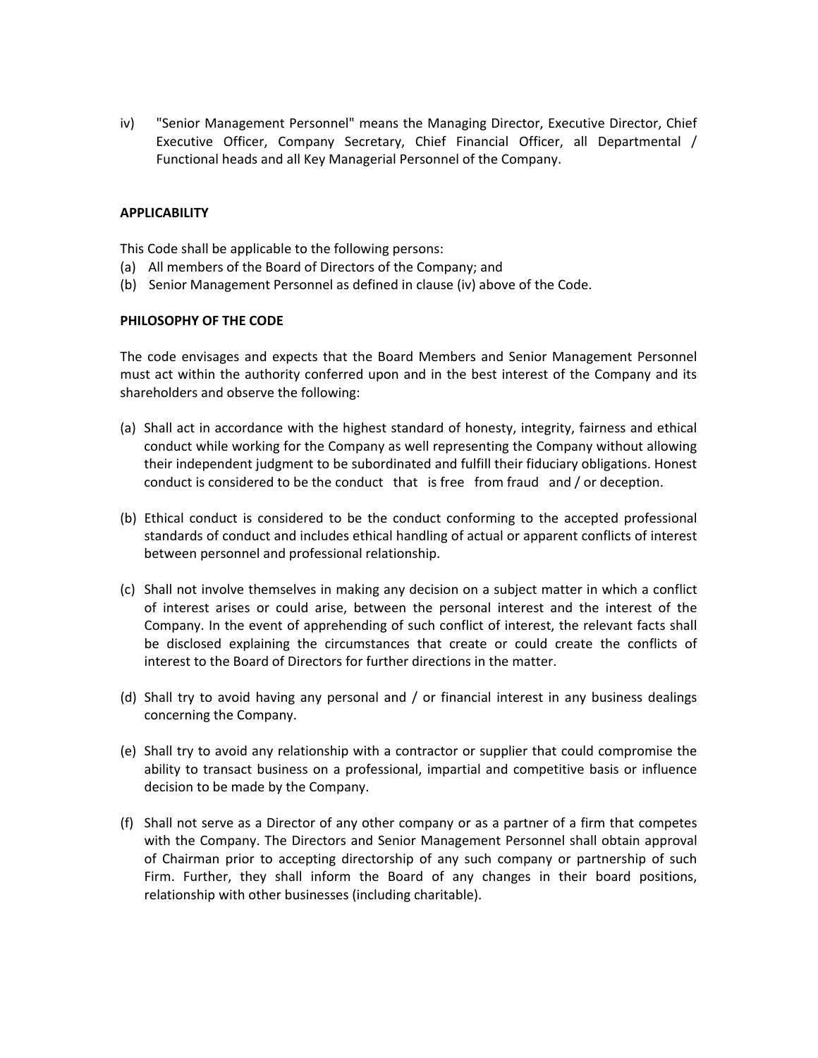iv) "Senior Management Personnel" means the Managing Director, Executive Director, Chief Executive Officer, Company Secretary, Chief Financial Officer, all Departmental / Functional heads and all Key Managerial Personnel of the Company.

**APPLICABILITY**

This Code shall be applicable to the following persons:

(a) All members of the Board of Directors of the Company; and

(b) Senior Management Personnel as defined in clause (iv) above of the Code.

**PHILOSOPHY OF THE CODE**

The code envisages and expects that the Board Members and Senior Management Personnel must act within the authority conferred upon and in the best interest of the Company and its shareholders and observe the following:

(a) Shall act in accordance with the highest standard of honesty, integrity, fairness and ethical conduct while working for the Company as well representing the Company without allowing their independent judgment to be subordinated and fulfill their fiduciary obligations. Honest conduct is considered to be the conduct that is free from fraud and / or deception.

(b) Ethical conduct is considered to be the conduct conforming to the accepted professional standards of conduct and includes ethical handling of actual or apparent conflicts of interest between personnel and professional relationship.

(c) Shall not involve themselves in making any decision on a subject matter in which a conflict of interest arises or could arise, between the personal interest and the interest of the Company. In the event of apprehending of such conflict of interest, the relevant facts shall be disclosed explaining the circumstances that create or could create the conflicts of interest to the Board of Directors for further directions in the matter.

(d) Shall try to avoid having any personal and / or financial interest in any business dealings concerning the Company.

(e) Shall try to avoid any relationship with a contractor or supplier that could compromise the ability to transact business on a professional, impartial and competitive basis or influence decision to be made by the Company.

(f) Shall not serve as a Director of any other company or as a partner of a firm that competes with the Company. The Directors and Senior Management Personnel shall obtain approval of Chairman prior to accepting directorship of any such company or partnership of such Firm. Further, they shall inform the Board of any changes in their board positions, relationship with other businesses (including charitable).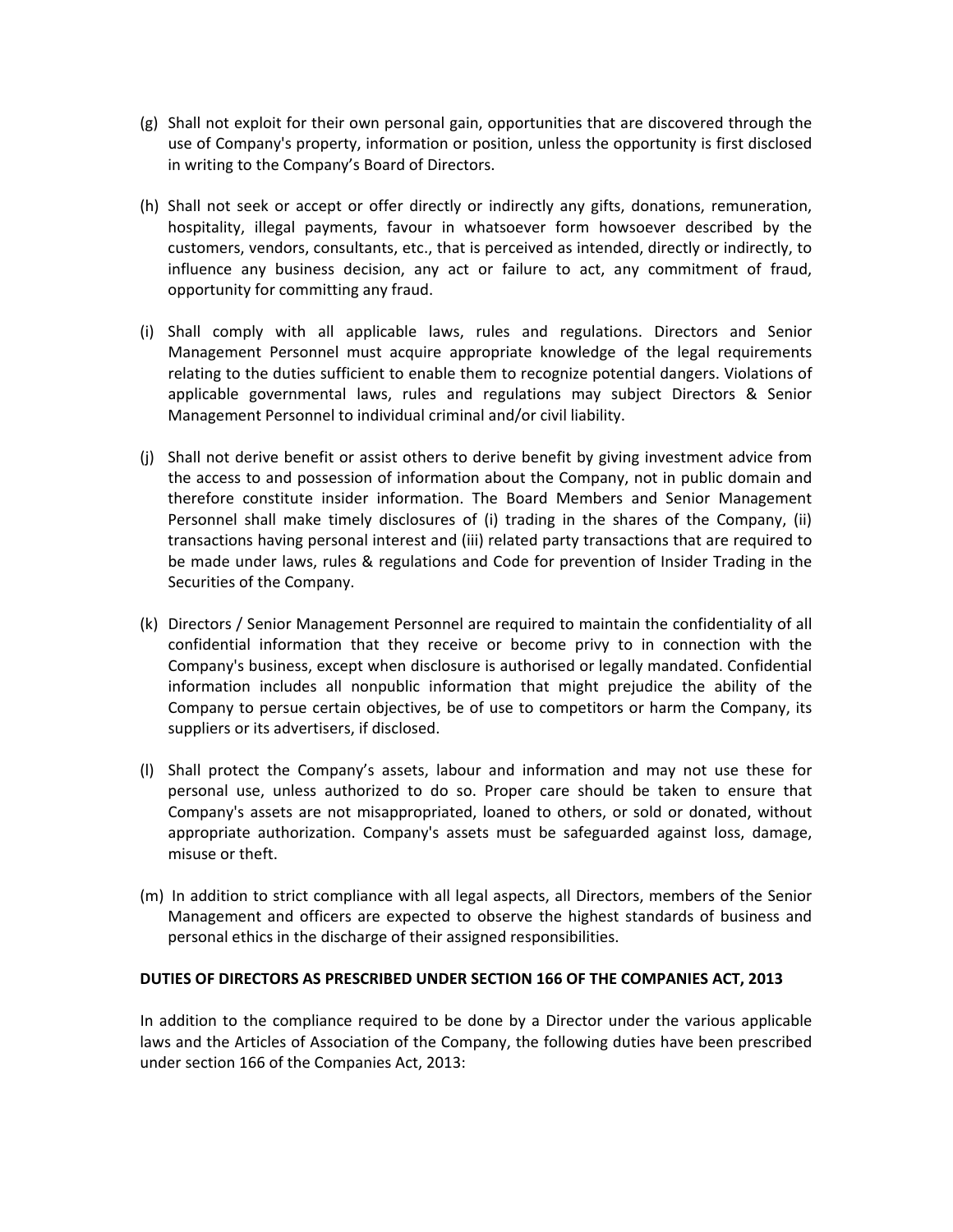(g) Shall not exploit for their own personal gain, opportunities that are discovered through the use of Company's property, information or position, unless the opportunity is first disclosed in writing to the Company's Board of Directors.

(h) Shall not seek or accept or offer directly or indirectly any gifts, donations, remuneration, hospitality, illegal payments, favour in whatsoever form howsoever described by the customers, vendors, consultants, etc., that is perceived as intended, directly or indirectly, to influence any business decision, any act or failure to act, any commitment of fraud, opportunity for committing any fraud.

(i) Shall comply with all applicable laws, rules and regulations. Directors and Senior Management Personnel must acquire appropriate knowledge of the legal requirements relating to the duties sufficient to enable them to recognize potential dangers. Violations of applicable governmental laws, rules and regulations may subject Directors & Senior Management Personnel to individual criminal and/or civil liability.

(j) Shall not derive benefit or assist others to derive benefit by giving investment advice from the access to and possession of information about the Company, not in public domain and therefore constitute insider information. The Board Members and Senior Management Personnel shall make timely disclosures of (i) trading in the shares of the Company, (ii) transactions having personal interest and (iii) related party transactions that are required to be made under laws, rules & regulations and Code for prevention of Insider Trading in the Securities of the Company.

(k) Directors / Senior Management Personnel are required to maintain the confidentiality of all confidential information that they receive or become privy to in connection with the Company's business, except when disclosure is authorised or legally mandated. Confidential information includes all nonpublic information that might prejudice the ability of the Company to persue certain objectives, be of use to competitors or harm the Company, its suppliers or its advertisers, if disclosed.

(l) Shall protect the Company's assets, labour and information and may not use these for personal use, unless authorized to do so. Proper care should be taken to ensure that Company's assets are not misappropriated, loaned to others, or sold or donated, without appropriate authorization. Company's assets must be safeguarded against loss, damage, misuse or theft.

(m) In addition to strict compliance with all legal aspects, all Directors, members of the Senior Management and officers are expected to observe the highest standards of business and personal ethics in the discharge of their assigned responsibilities.

**DUTIES OF DIRECTORS AS PRESCRIBED UNDER SECTION 166 OF THE COMPANIES ACT, 2013**

In addition to the compliance required to be done by a Director under the various applicable laws and the Articles of Association of the Company, the following duties have been prescribed under section 166 of the Companies Act, 2013: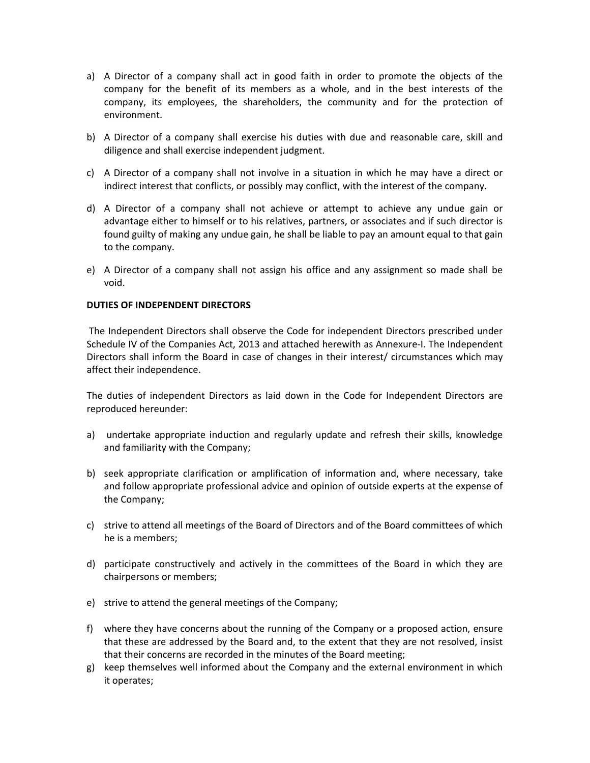a) A Director of a company shall act in good faith in order to promote the objects of the company for the benefit of its members as a whole, and in the best interests of the company, its employees, the shareholders, the community and for the protection of environment.

b) A Director of a company shall exercise his duties with due and reasonable care, skill and diligence and shall exercise independent judgment.

c) A Director of a company shall not involve in a situation in which he may have a direct or indirect interest that conflicts, or possibly may conflict, with the interest of the company.

d) A Director of a company shall not achieve or attempt to achieve any undue gain or advantage either to himself or to his relatives, partners, or associates and if such director is found guilty of making any undue gain, he shall be liable to pay an amount equal to that gain to the company.

e) A Director of a company shall not assign his office and any assignment so made shall be void.

**DUTIES OF INDEPENDENT DIRECTORS**

The Independent Directors shall observe the Code for independent Directors prescribed under Schedule IV of the Companies Act, 2013 and attached herewith as Annexure-I. The Independent Directors shall inform the Board in case of changes in their interest/ circumstances which may affect their independence.

The duties of independent Directors as laid down in the Code for Independent Directors are reproduced hereunder:

a) undertake appropriate induction and regularly update and refresh their skills, knowledge and familiarity with the Company;

b) seek appropriate clarification or amplification of information and, where necessary, take and follow appropriate professional advice and opinion of outside experts at the expense of the Company;

c) strive to attend all meetings of the Board of Directors and of the Board committees of which he is a members;

d) participate constructively and actively in the committees of the Board in which they are chairpersons or members;

e) strive to attend the general meetings of the Company;

f) where they have concerns about the running of the Company or a proposed action, ensure that these are addressed by the Board and, to the extent that they are not resolved, insist that their concerns are recorded in the minutes of the Board meeting;

g) keep themselves well informed about the Company and the external environment in which it operates;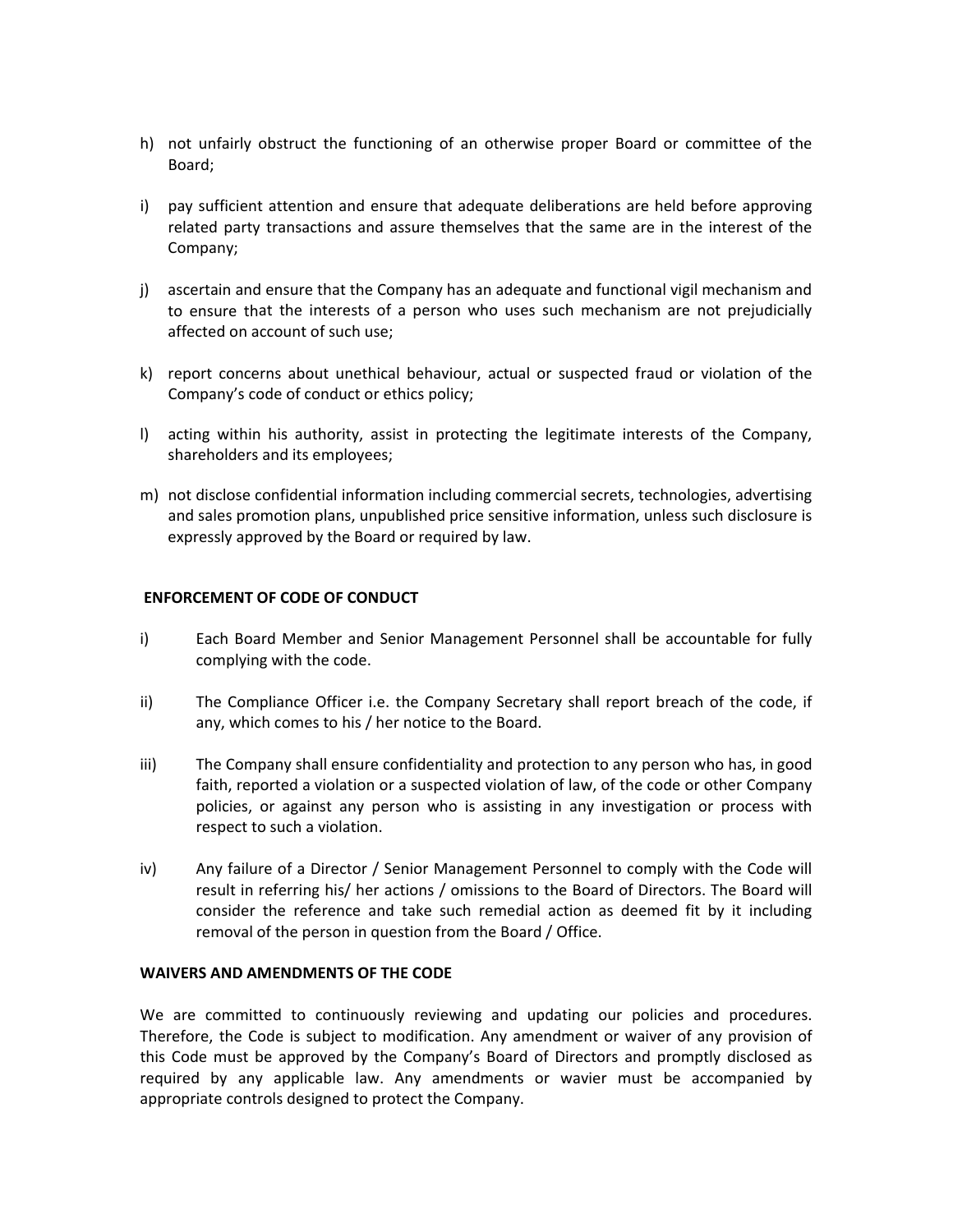h) not unfairly obstruct the functioning of an otherwise proper Board or committee of the Board;

i) pay sufficient attention and ensure that adequate deliberations are held before approving related party transactions and assure themselves that the same are in the interest of the Company;

j) ascertain and ensure that the Company has an adequate and functional vigil mechanism and to ensure that the interests of a person who uses such mechanism are not prejudicially affected on account of such use;

k) report concerns about unethical behaviour, actual or suspected fraud or violation of the Company's code of conduct or ethics policy;

l) acting within his authority, assist in protecting the legitimate interests of the Company, shareholders and its employees;

m) not disclose confidential information including commercial secrets, technologies, advertising and sales promotion plans, unpublished price sensitive information, unless such disclosure is expressly approved by the Board or required by law.

**ENFORCEMENT OF CODE OF CONDUCT**

i) Each Board Member and Senior Management Personnel shall be accountable for fully complying with the code.

ii) The Compliance Officer i.e. the Company Secretary shall report breach of the code, if any, which comes to his / her notice to the Board.

iii) The Company shall ensure confidentiality and protection to any person who has, in good faith, reported a violation or a suspected violation of law, of the code or other Company policies, or against any person who is assisting in any investigation or process with respect to such a violation.

iv) Any failure of a Director / Senior Management Personnel to comply with the Code will result in referring his/ her actions / omissions to the Board of Directors. The Board will consider the reference and take such remedial action as deemed fit by it including removal of the person in question from the Board / Office.

**WAIVERS AND AMENDMENTS OF THE CODE**

We are committed to continuously reviewing and updating our policies and procedures. Therefore, the Code is subject to modification. Any amendment or waiver of any provision of this Code must be approved by the Company's Board of Directors and promptly disclosed as required by any applicable law. Any amendments or wavier must be accompanied by appropriate controls designed to protect the Company.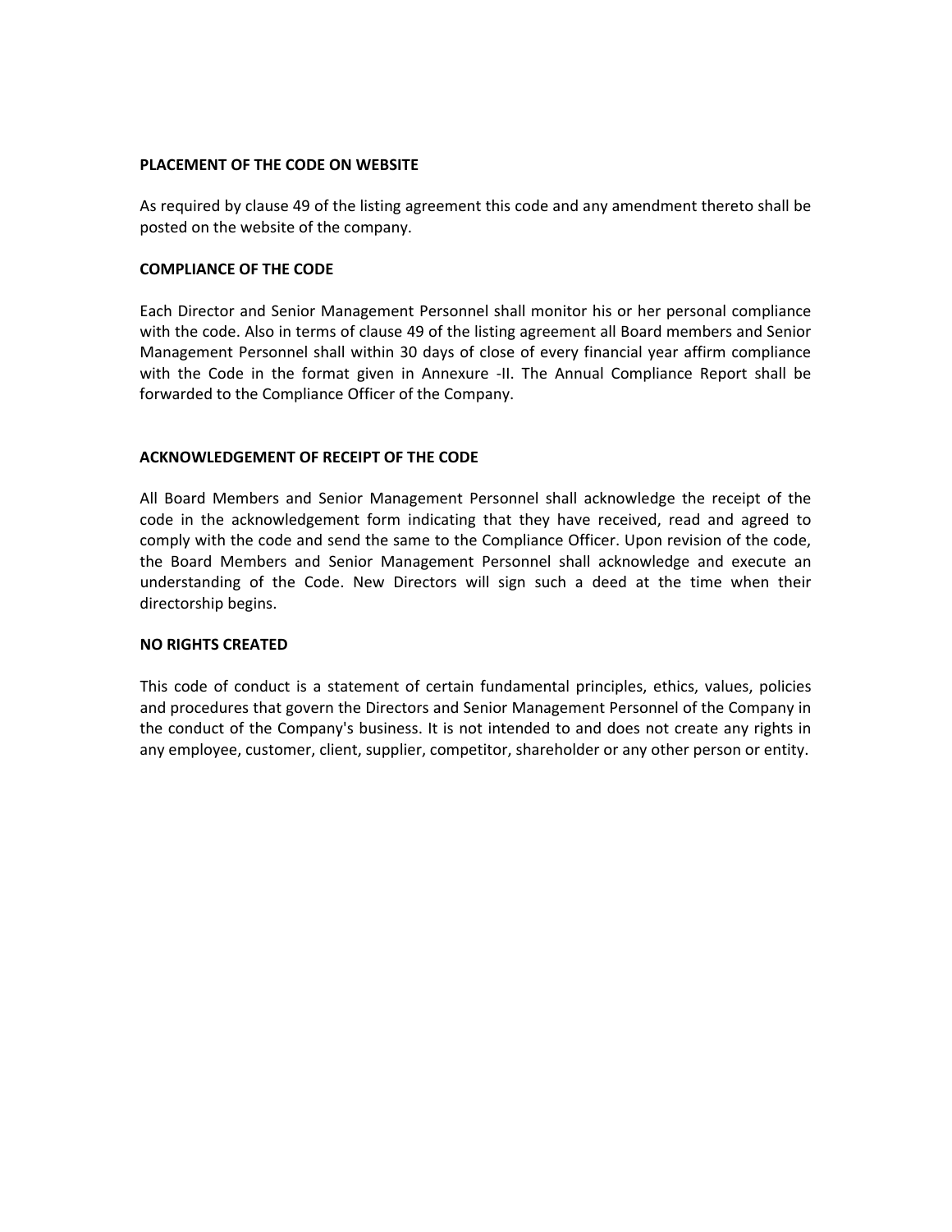## PLACEMENT OF THE CODE ON WEBSITE

As required by clause 49 of the listing agreement this code and any amendment thereto shall be posted on the website of the company.

## COMPLIANCE OF THE CODE

Each Director and Senior Management Personnel shall monitor his or her personal compliance with the code. Also in terms of clause 49 of the listing agreement all Board members and Senior Management Personnel shall within 30 days of close of every financial year affirm compliance with the Code in the format given in Annexure -II. The Annual Compliance Report shall be forwarded to the Compliance Officer of the Company.

## ACKNOWLEDGEMENT OF RECEIPT OF THE CODE

All Board Members and Senior Management Personnel shall acknowledge the receipt of the code in the acknowledgement form indicating that they have received, read and agreed to comply with the code and send the same to the Compliance Officer. Upon revision of the code, the Board Members and Senior Management Personnel shall acknowledge and execute an understanding of the Code. New Directors will sign such a deed at the time when their directorship begins.

## NO RIGHTS CREATED

This code of conduct is a statement of certain fundamental principles, ethics, values, policies and procedures that govern the Directors and Senior Management Personnel of the Company in the conduct of the Company's business. It is not intended to and does not create any rights in any employee, customer, client, supplier, competitor, shareholder or any other person or entity.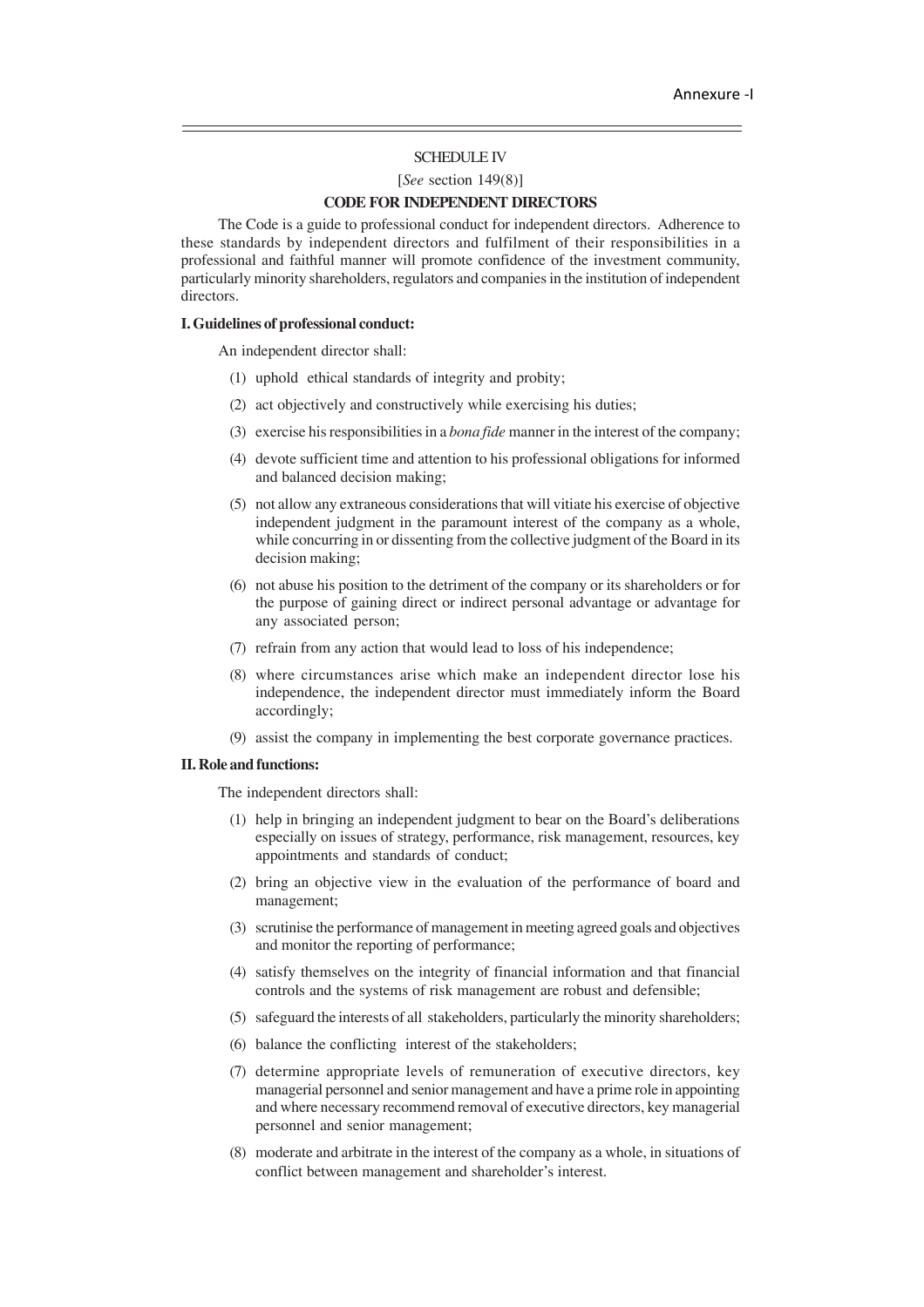Annexure -I

SCHEDULE IV

[*See* section 149(8)]

## CODE FOR INDEPENDENT DIRECTORS

The Code is a guide to professional conduct for independent directors. Adherence to these standards by independent directors and fulfilment of their responsibilities in a professional and faithful manner will promote confidence of the investment community, particularly minority shareholders, regulators and companies in the institution of independent directors.

### I. Guidelines of professional conduct:

An independent director shall:

(1) uphold ethical standards of integrity and probity;

(2) act objectively and constructively while exercising his duties;

(3) exercise his responsibilities in a *bona fide* manner in the interest of the company;

(4) devote sufficient time and attention to his professional obligations for informed and balanced decision making;

(5) not allow any extraneous considerations that will vitiate his exercise of objective independent judgment in the paramount interest of the company as a whole, while concurring in or dissenting from the collective judgment of the Board in its decision making;

(6) not abuse his position to the detriment of the company or its shareholders or for the purpose of gaining direct or indirect personal advantage or advantage for any associated person;

(7) refrain from any action that would lead to loss of his independence;

(8) where circumstances arise which make an independent director lose his independence, the independent director must immediately inform the Board accordingly;

(9) assist the company in implementing the best corporate governance practices.

### II. Role and functions:

The independent directors shall:

(1) help in bringing an independent judgment to bear on the Board's deliberations especially on issues of strategy, performance, risk management, resources, key appointments and standards of conduct;

(2) bring an objective view in the evaluation of the performance of board and management;

(3) scrutinise the performance of management in meeting agreed goals and objectives and monitor the reporting of performance;

(4) satisfy themselves on the integrity of financial information and that financial controls and the systems of risk management are robust and defensible;

(5) safeguard the interests of all stakeholders, particularly the minority shareholders;

(6) balance the conflicting interest of the stakeholders;

(7) determine appropriate levels of remuneration of executive directors, key managerial personnel and senior management and have a prime role in appointing and where necessary recommend removal of executive directors, key managerial personnel and senior management;

(8) moderate and arbitrate in the interest of the company as a whole, in situations of conflict between management and shareholder's interest.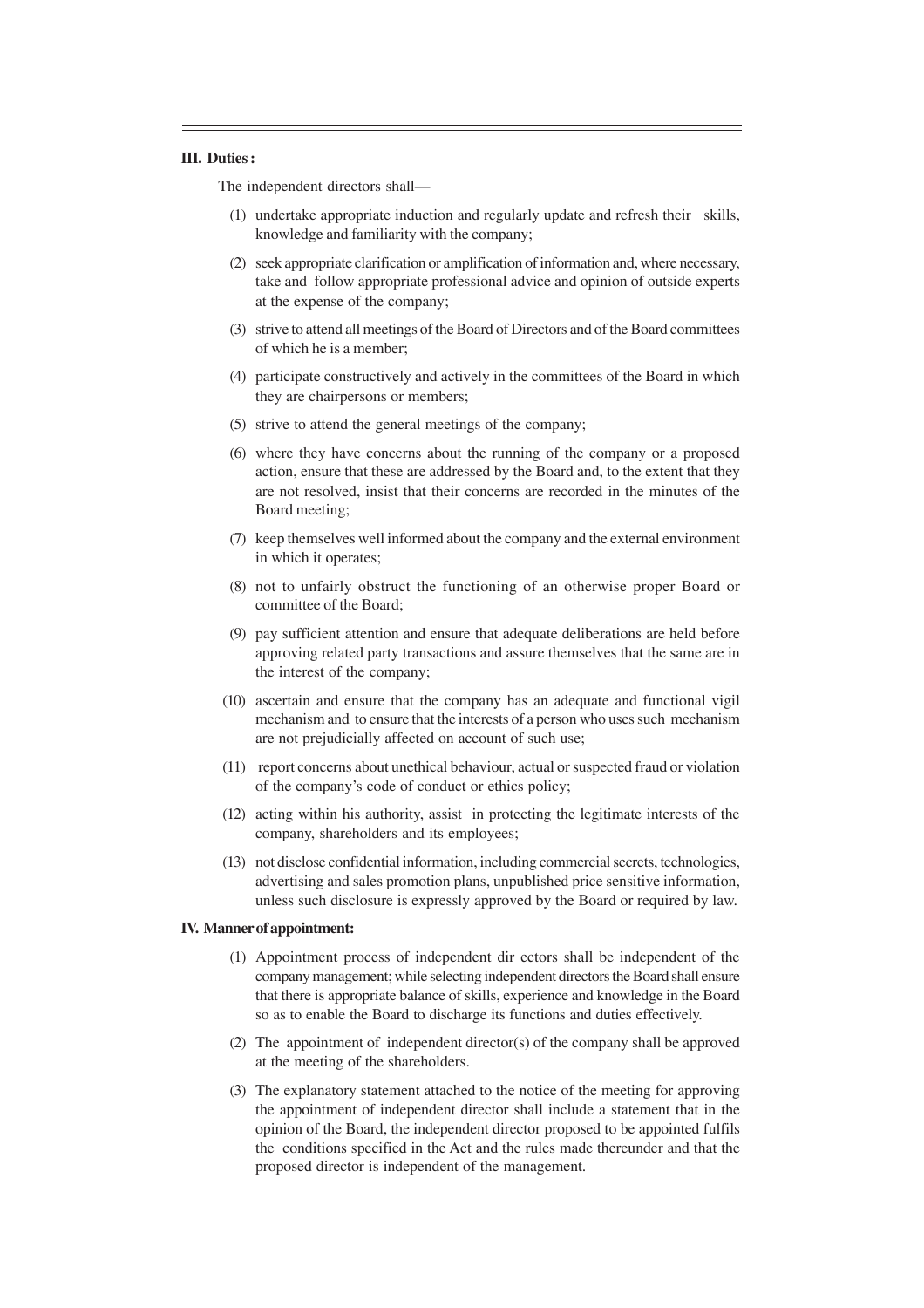**III. Duties :**

The independent directors shall—

(1) undertake appropriate induction and regularly update and refresh their skills, knowledge and familiarity with the company;

(2) seek appropriate clarification or amplification of information and, where necessary, take and follow appropriate professional advice and opinion of outside experts at the expense of the company;

(3) strive to attend all meetings of the Board of Directors and of the Board committees of which he is a member;

(4) participate constructively and actively in the committees of the Board in which they are chairpersons or members;

(5) strive to attend the general meetings of the company;

(6) where they have concerns about the running of the company or a proposed action, ensure that these are addressed by the Board and, to the extent that they are not resolved, insist that their concerns are recorded in the minutes of the Board meeting;

(7) keep themselves well informed about the company and the external environment in which it operates;

(8) not to unfairly obstruct the functioning of an otherwise proper Board or committee of the Board;

(9) pay sufficient attention and ensure that adequate deliberations are held before approving related party transactions and assure themselves that the same are in the interest of the company;

(10) ascertain and ensure that the company has an adequate and functional vigil mechanism and to ensure that the interests of a person who uses such mechanism are not prejudicially affected on account of such use;

(11) report concerns about unethical behaviour, actual or suspected fraud or violation of the company's code of conduct or ethics policy;

(12) acting within his authority, assist in protecting the legitimate interests of the company, shareholders and its employees;

(13) not disclose confidential information, including commercial secrets, technologies, advertising and sales promotion plans, unpublished price sensitive information, unless such disclosure is expressly approved by the Board or required by law.

**IV. Manner of appointment:**

(1) Appointment process of independent dir ectors shall be independent of the company management; while selecting independent directors the Board shall ensure that there is appropriate balance of skills, experience and knowledge in the Board so as to enable the Board to discharge its functions and duties effectively.

(2) The appointment of independent director(s) of the company shall be approved at the meeting of the shareholders.

(3) The explanatory statement attached to the notice of the meeting for approving the appointment of independent director shall include a statement that in the opinion of the Board, the independent director proposed to be appointed fulfils the conditions specified in the Act and the rules made thereunder and that the proposed director is independent of the management.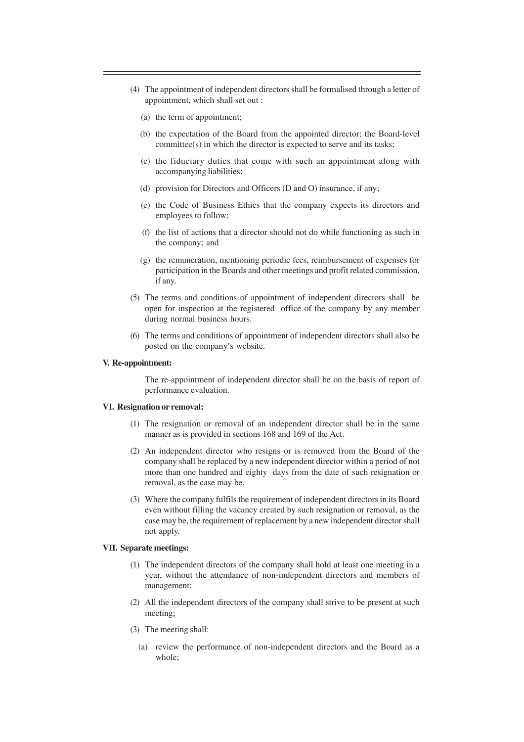(4) The appointment of independent directors shall be formalised through a letter of appointment, which shall set out :

  (a) the term of appointment;

  (b) the expectation of the Board from the appointed director; the Board-level committee(s) in which the director is expected to serve and its tasks;

  (c) the fiduciary duties that come with such an appointment along with accompanying liabilities;

  (d) provision for Directors and Officers (D and O) insurance, if any;

  (e) the Code of Business Ethics that the company expects its directors and employees to follow;

  (f) the list of actions that a director should not do while functioning as such in the company; and

  (g) the remuneration, mentioning periodic fees, reimbursement of expenses for participation in the Boards and other meetings and profit related commission, if any.

(5) The terms and conditions of appointment of independent directors shall be open for inspection at the registered office of the company by any member during normal business hours.

(6) The terms and conditions of appointment of independent directors shall also be posted on the company's website.

**V. Re-appointment:**

The re-appointment of independent director shall be on the basis of report of performance evaluation.

**VI. Resignation or removal:**

(1) The resignation or removal of an independent director shall be in the same manner as is provided in sections 168 and 169 of the Act.

(2) An independent director who resigns or is removed from the Board of the company shall be replaced by a new independent director within a period of not more than one hundred and eighty days from the date of such resignation or removal, as the case may be.

(3) Where the company fulfils the requirement of independent directors in its Board even without filling the vacancy created by such resignation or removal, as the case may be, the requirement of replacement by a new independent director shall not apply.

**VII. Separate meetings:**

(1) The independent directors of the company shall hold at least one meeting in a year, without the attendance of non-independent directors and members of management;

(2) All the independent directors of the company shall strive to be present at such meeting;

(3) The meeting shall:

  (a) review the performance of non-independent directors and the Board as a whole;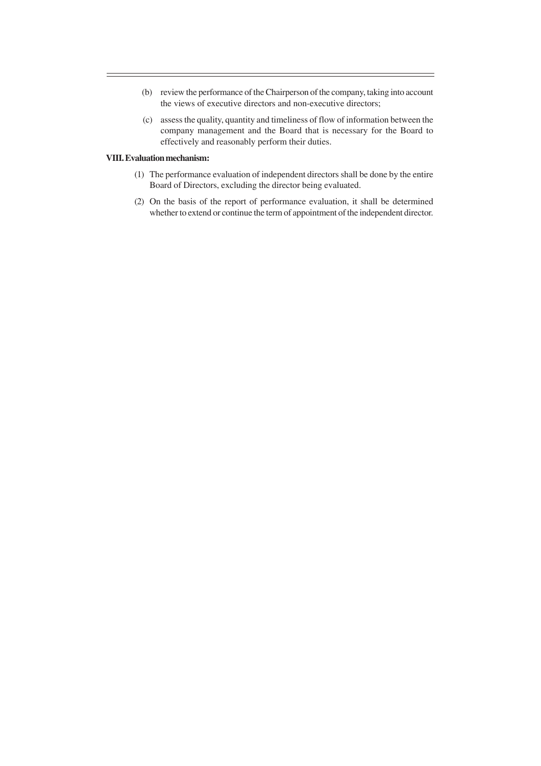(b) review the performance of the Chairperson of the company, taking into account the views of executive directors and non-executive directors;

(c) assess the quality, quantity and timeliness of flow of information between the company management and the Board that is necessary for the Board to effectively and reasonably perform their duties.

**VIII. Evaluation mechanism:**

(1) The performance evaluation of independent directors shall be done by the entire Board of Directors, excluding the director being evaluated.

(2) On the basis of the report of performance evaluation, it shall be determined whether to extend or continue the term of appointment of the independent director.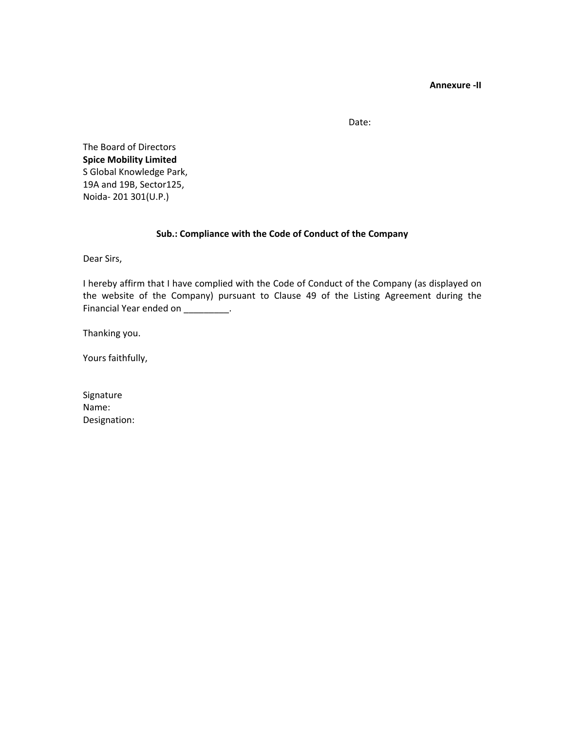**Annexure -II**

Date:

The Board of Directors
**Spice Mobility Limited**
S Global Knowledge Park,
19A and 19B, Sector125,
Noida- 201 301(U.P.)

**Sub.: Compliance with the Code of Conduct of the Company**

Dear Sirs,

I hereby affirm that I have complied with the Code of Conduct of the Company (as displayed on the website of the Company) pursuant to Clause 49 of the Listing Agreement during the Financial Year ended on _________.

Thanking you.

Yours faithfully,

Signature
Name:
Designation: